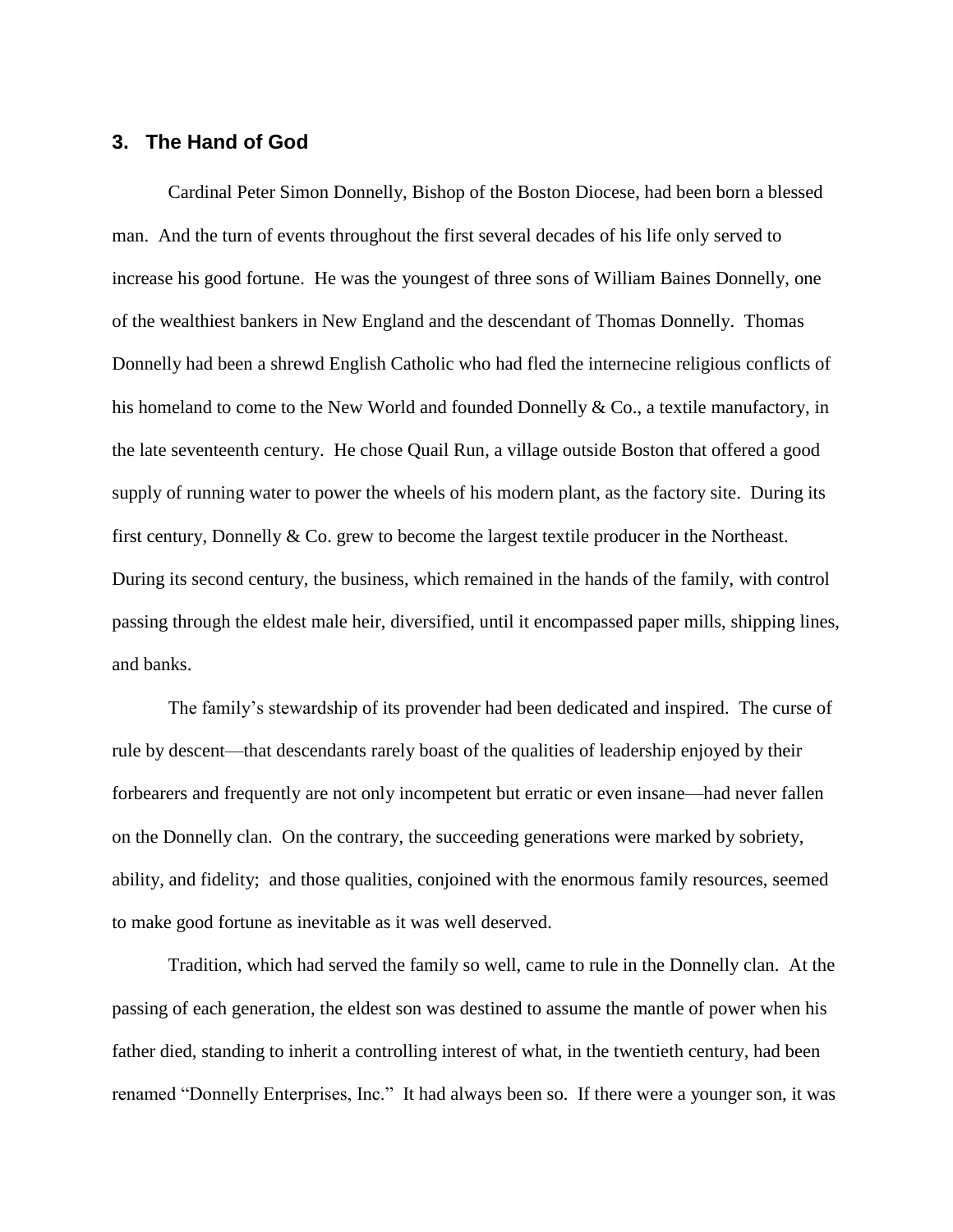## 3. The Hand of God

Cardinal Peter Simon Donnelly, Bishop of the Boston Diocese, had been born a blessed man. And the turn of events throughout the first several decades of his life only served to increase his good fortune. He was the youngest of three sons of William Baines Donnelly, one of the wealthiest bankers in New England and the descendant of Thomas Donnelly. Thomas Donnelly had been a shrewd English Catholic who had fled the internecine religious conflicts of his homeland to come to the New World and founded Donnelly & Co., a textile manufactory, in the late seventeenth century. He chose Quail Run, a village outside Boston that offered a good supply of running water to power the wheels of his modern plant, as the factory site. During its first century, Donnelly & Co. grew to become the largest textile producer in the Northeast. During its second century, the business, which remained in the hands of the family, with control passing through the eldest male heir, diversified, until it encompassed paper mills, shipping lines, and banks.

The family's stewardship of its provender had been dedicated and inspired. The curse of rule by descent—that descendants rarely boast of the qualities of leadership enjoyed by their forbearers and frequently are not only incompetent but erratic or even insane—had never fallen on the Donnelly clan. On the contrary, the succeeding generations were marked by sobriety, ability, and fidelity; and those qualities, conjoined with the enormous family resources, seemed to make good fortune as inevitable as it was well deserved.

Tradition, which had served the family so well, came to rule in the Donnelly clan. At the passing of each generation, the eldest son was destined to assume the mantle of power when his father died, standing to inherit a controlling interest of what, in the twentieth century, had been renamed "Donnelly Enterprises, Inc." It had always been so. If there were a younger son, it was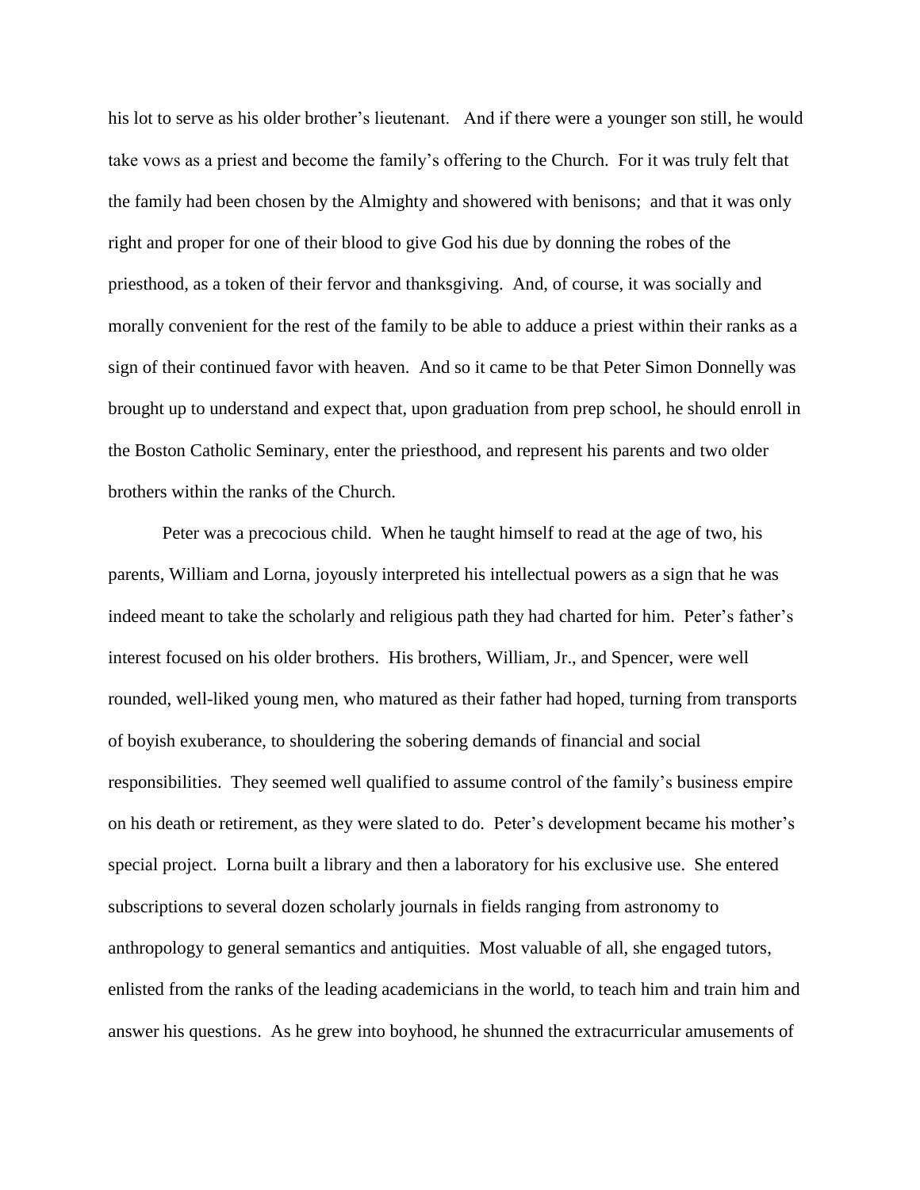his lot to serve as his older brother's lieutenant. And if there were a younger son still, he would take vows as a priest and become the family's offering to the Church. For it was truly felt that the family had been chosen by the Almighty and showered with benisons; and that it was only right and proper for one of their blood to give God his due by donning the robes of the priesthood, as a token of their fervor and thanksgiving. And, of course, it was socially and morally convenient for the rest of the family to be able to adduce a priest within their ranks as a sign of their continued favor with heaven. And so it came to be that Peter Simon Donnelly was brought up to understand and expect that, upon graduation from prep school, he should enroll in the Boston Catholic Seminary, enter the priesthood, and represent his parents and two older brothers within the ranks of the Church.

Peter was a precocious child. When he taught himself to read at the age of two, his parents, William and Lorna, joyously interpreted his intellectual powers as a sign that he was indeed meant to take the scholarly and religious path they had charted for him. Peter's father's interest focused on his older brothers. His brothers, William, Jr., and Spencer, were well rounded, well-liked young men, who matured as their father had hoped, turning from transports of boyish exuberance, to shouldering the sobering demands of financial and social responsibilities. They seemed well qualified to assume control of the family's business empire on his death or retirement, as they were slated to do. Peter's development became his mother's special project. Lorna built a library and then a laboratory for his exclusive use. She entered subscriptions to several dozen scholarly journals in fields ranging from astronomy to anthropology to general semantics and antiquities. Most valuable of all, she engaged tutors, enlisted from the ranks of the leading academicians in the world, to teach him and train him and answer his questions. As he grew into boyhood, he shunned the extracurricular amusements of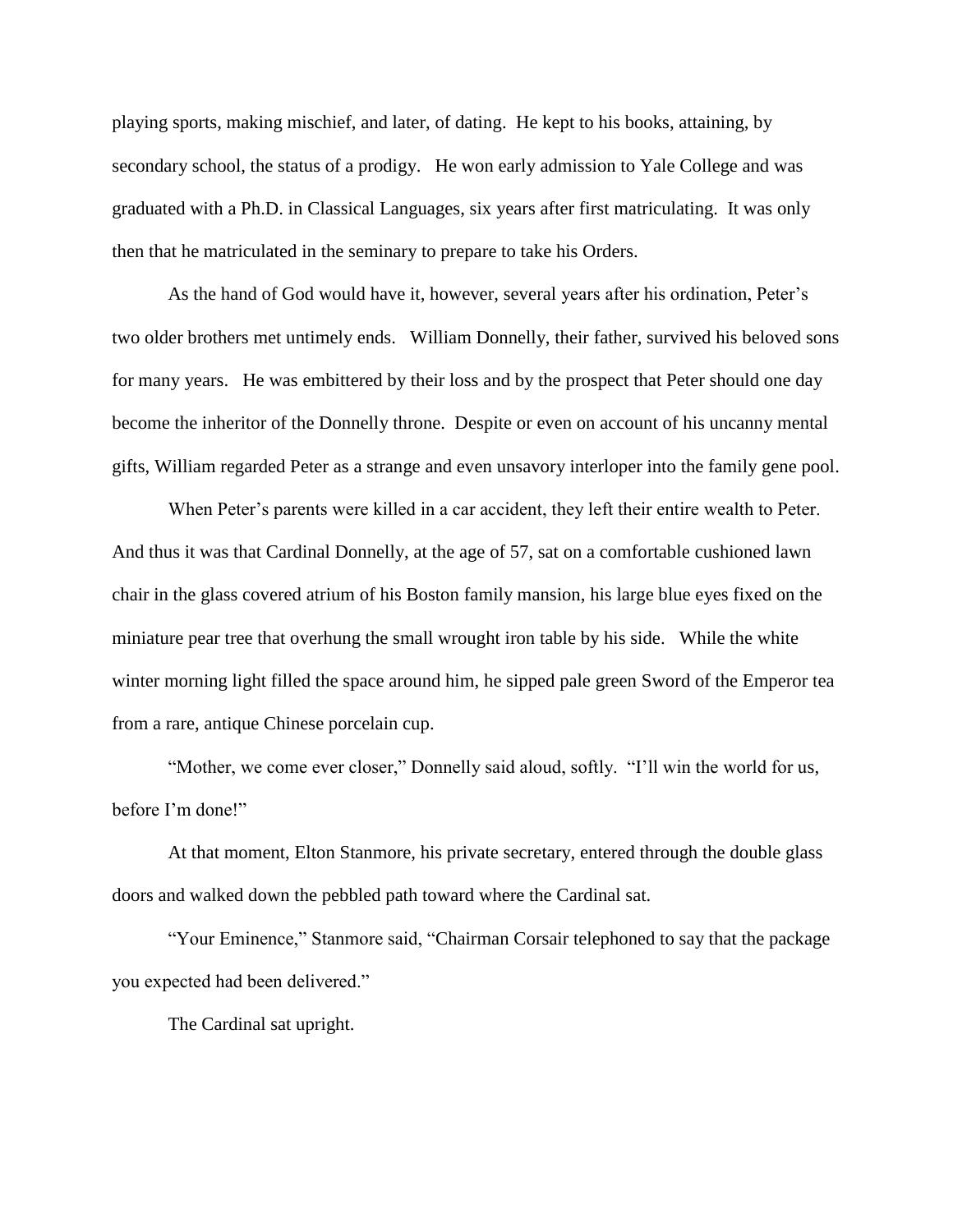playing sports, making mischief, and later, of dating. He kept to his books, attaining, by secondary school, the status of a prodigy. He won early admission to Yale College and was graduated with a Ph.D. in Classical Languages, six years after first matriculating. It was only then that he matriculated in the seminary to prepare to take his Orders.

As the hand of God would have it, however, several years after his ordination, Peter's two older brothers met untimely ends. William Donnelly, their father, survived his beloved sons for many years. He was embittered by their loss and by the prospect that Peter should one day become the inheritor of the Donnelly throne. Despite or even on account of his uncanny mental gifts, William regarded Peter as a strange and even unsavory interloper into the family gene pool.

When Peter's parents were killed in a car accident, they left their entire wealth to Peter. And thus it was that Cardinal Donnelly, at the age of 57, sat on a comfortable cushioned lawn chair in the glass covered atrium of his Boston family mansion, his large blue eyes fixed on the miniature pear tree that overhung the small wrought iron table by his side. While the white winter morning light filled the space around him, he sipped pale green Sword of the Emperor tea from a rare, antique Chinese porcelain cup.

"Mother, we come ever closer," Donnelly said aloud, softly. "I'll win the world for us, before I'm done!"

At that moment, Elton Stanmore, his private secretary, entered through the double glass doors and walked down the pebbled path toward where the Cardinal sat.

"Your Eminence," Stanmore said, "Chairman Corsair telephoned to say that the package you expected had been delivered."

The Cardinal sat upright.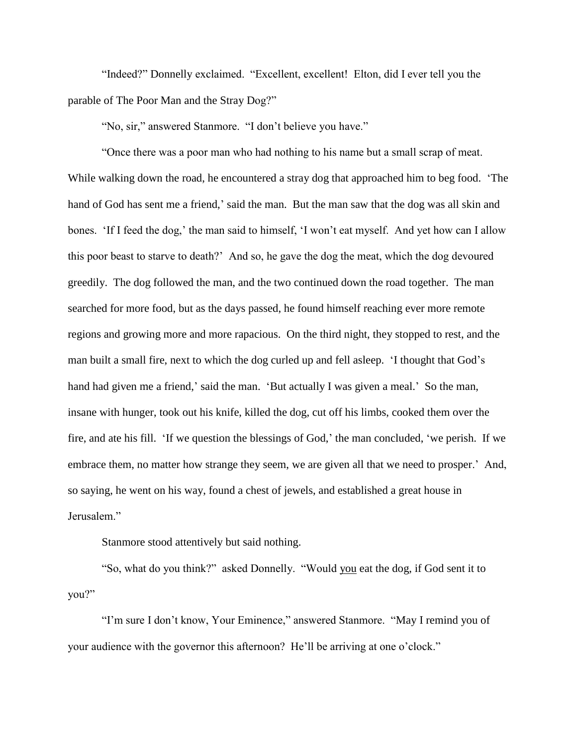"Indeed?" Donnelly exclaimed. "Excellent, excellent! Elton, did I ever tell you the parable of The Poor Man and the Stray Dog?"

"No, sir," answered Stanmore. "I don't believe you have."

"Once there was a poor man who had nothing to his name but a small scrap of meat. While walking down the road, he encountered a stray dog that approached him to beg food. 'The hand of God has sent me a friend,' said the man. But the man saw that the dog was all skin and bones. 'If I feed the dog,' the man said to himself, 'I won't eat myself. And yet how can I allow this poor beast to starve to death?' And so, he gave the dog the meat, which the dog devoured greedily. The dog followed the man, and the two continued down the road together. The man searched for more food, but as the days passed, he found himself reaching ever more remote regions and growing more and more rapacious. On the third night, they stopped to rest, and the man built a small fire, next to which the dog curled up and fell asleep. 'I thought that God's hand had given me a friend,' said the man. 'But actually I was given a meal.' So the man, insane with hunger, took out his knife, killed the dog, cut off his limbs, cooked them over the fire, and ate his fill. 'If we question the blessings of God,' the man concluded, 'we perish. If we embrace them, no matter how strange they seem, we are given all that we need to prosper.' And, so saying, he went on his way, found a chest of jewels, and established a great house in Jerusalem."

Stanmore stood attentively but said nothing.

"So, what do you think?" asked Donnelly. "Would <u>you</u> eat the dog, if God sent it to you?"

"I'm sure I don't know, Your Eminence," answered Stanmore. "May I remind you of your audience with the governor this afternoon? He'll be arriving at one o'clock."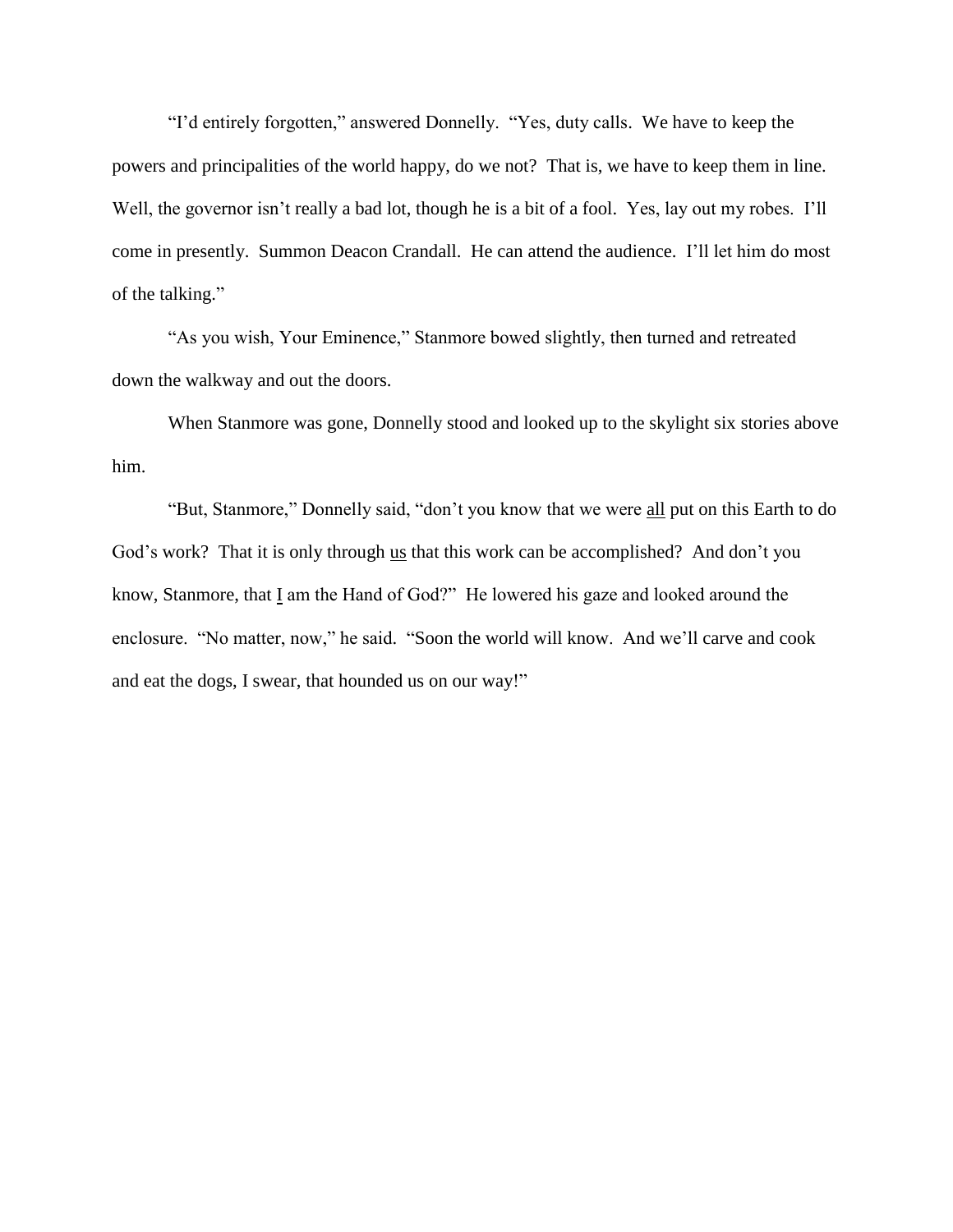"I'd entirely forgotten," answered Donnelly. "Yes, duty calls. We have to keep the powers and principalities of the world happy, do we not? That is, we have to keep them in line. Well, the governor isn't really a bad lot, though he is a bit of a fool. Yes, lay out my robes. I'll come in presently. Summon Deacon Crandall. He can attend the audience. I'll let him do most of the talking."

"As you wish, Your Eminence," Stanmore bowed slightly, then turned and retreated down the walkway and out the doors.

When Stanmore was gone, Donnelly stood and looked up to the skylight six stories above him.

"But, Stanmore," Donnelly said, "don't you know that we were <u>all</u> put on this Earth to do God's work? That it is only through <u>us</u> that this work can be accomplished? And don't you know, Stanmore, that <u>I</u> am the Hand of God?" He lowered his gaze and looked around the enclosure. "No matter, now," he said. "Soon the world will know. And we'll carve and cook and eat the dogs, I swear, that hounded us on our way!"